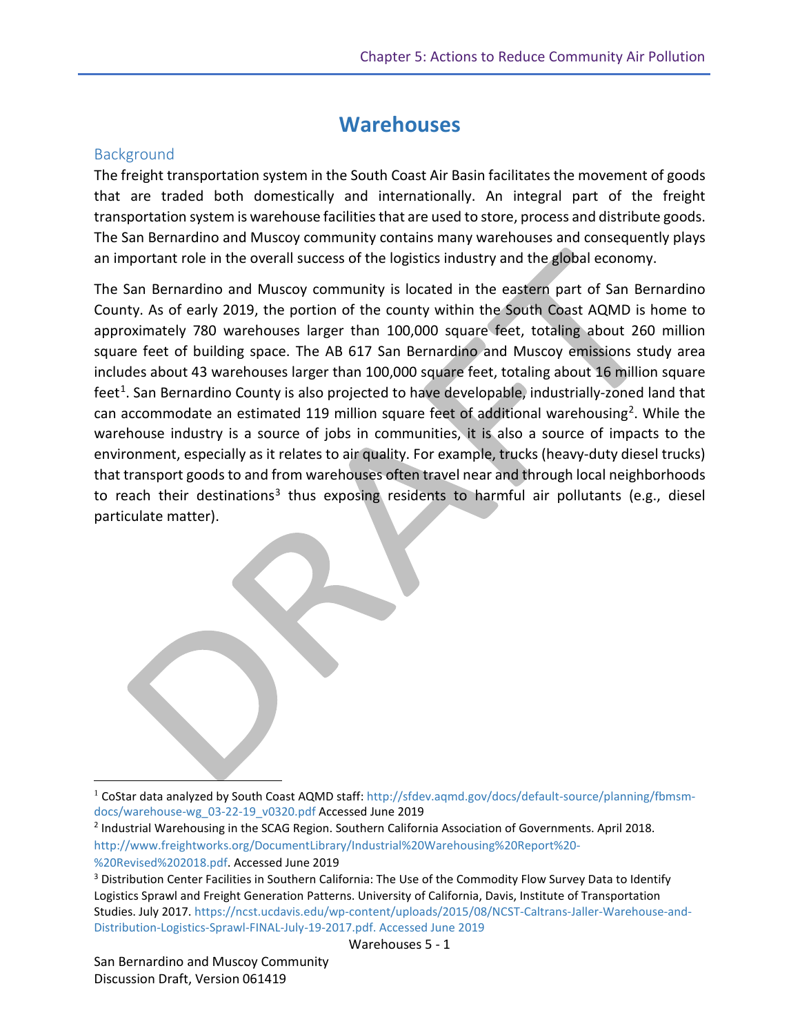# Warehouses

## Background

The freight transportation system in the South Coast Air Basin facilitates the movement of goods that are traded both domestically and internationally. An integral part of the freight transportation system is warehouse facilities that are used to store, process and distribute goods. The San Bernardino and Muscoy community contains many warehouses and consequently plays an important role in the overall success of the logistics industry and the global economy.

The San Bernardino and Muscoy community is located in the eastern part of San Bernardino County. As of early 2019, the portion of the county within the South Coast AQMD is home to approximately 780 warehouses larger than 100,000 square feet, totaling about 260 million square feet of building space. The AB 617 San Bernardino and Muscoy emissions study area includes about 43 warehouses larger than 100,000 square feet, totaling about 16 million square feet[1]. San Bernardino County is also projected to have developable, industrially-zoned land that can accommodate an estimated 119 million square feet of additional warehousing[2]. While the warehouse industry is a source of jobs in communities, it is also a source of impacts to the environment, especially as it relates to air quality. For example, trucks (heavy-duty diesel trucks) that transport goods to and from warehouses often travel near and through local neighborhoods to reach their destinations[3] thus exposing residents to harmful air pollutants (e.g., diesel particulate matter).

---

[1] CoStar data analyzed by South Coast AQMD staff: http://sfdev.aqmd.gov/docs/default-source/planning/fbmsm-docs/warehouse-wg_03-22-19_v0320.pdf Accessed June 2019

[2] Industrial Warehousing in the SCAG Region. Southern California Association of Governments. April 2018. http://www.freightworks.org/DocumentLibrary/Industrial%20Warehousing%20Report%20-%20Revised%202018.pdf. Accessed June 2019

[3] Distribution Center Facilities in Southern California: The Use of the Commodity Flow Survey Data to Identify Logistics Sprawl and Freight Generation Patterns. University of California, Davis, Institute of Transportation Studies. July 2017. https://ncst.ucdavis.edu/wp-content/uploads/2015/08/NCST-Caltrans-Jaller-Warehouse-and-Distribution-Logistics-Sprawl-FINAL-July-19-2017.pdf. Accessed June 2019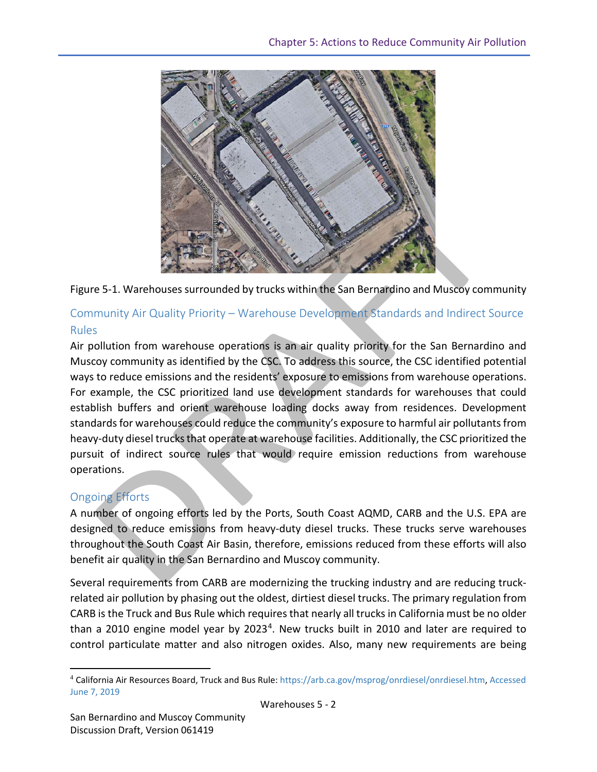Figure 5-1. Warehouses surrounded by trucks within the San Bernardino and Muscoy community

## Community Air Quality Priority – Warehouse Development Standards and Indirect Source Rules

Air pollution from warehouse operations is an air quality priority for the San Bernardino and Muscoy community as identified by the CSC. To address this source, the CSC identified potential ways to reduce emissions and the residents' exposure to emissions from warehouse operations. For example, the CSC prioritized land use development standards for warehouses that could establish buffers and orient warehouse loading docks away from residences. Development standards for warehouses could reduce the community's exposure to harmful air pollutants from heavy-duty diesel trucks that operate at warehouse facilities. Additionally, the CSC prioritized the pursuit of indirect source rules that would require emission reductions from warehouse operations.

## Ongoing Efforts

A number of ongoing efforts led by the Ports, South Coast AQMD, CARB and the U.S. EPA are designed to reduce emissions from heavy-duty diesel trucks. These trucks serve warehouses throughout the South Coast Air Basin, therefore, emissions reduced from these efforts will also benefit air quality in the San Bernardino and Muscoy community.

Several requirements from CARB are modernizing the trucking industry and are reducing truck-related air pollution by phasing out the oldest, dirtiest diesel trucks. The primary regulation from CARB is the Truck and Bus Rule which requires that nearly all trucks in California must be no older than a 2010 engine model year by 2023[4]. New trucks built in 2010 and later are required to control particulate matter and also nitrogen oxides. Also, many new requirements are being

[4] California Air Resources Board, Truck and Bus Rule: https://arb.ca.gov/msprog/onrdiesel/onrdiesel.htm, Accessed June 7, 2019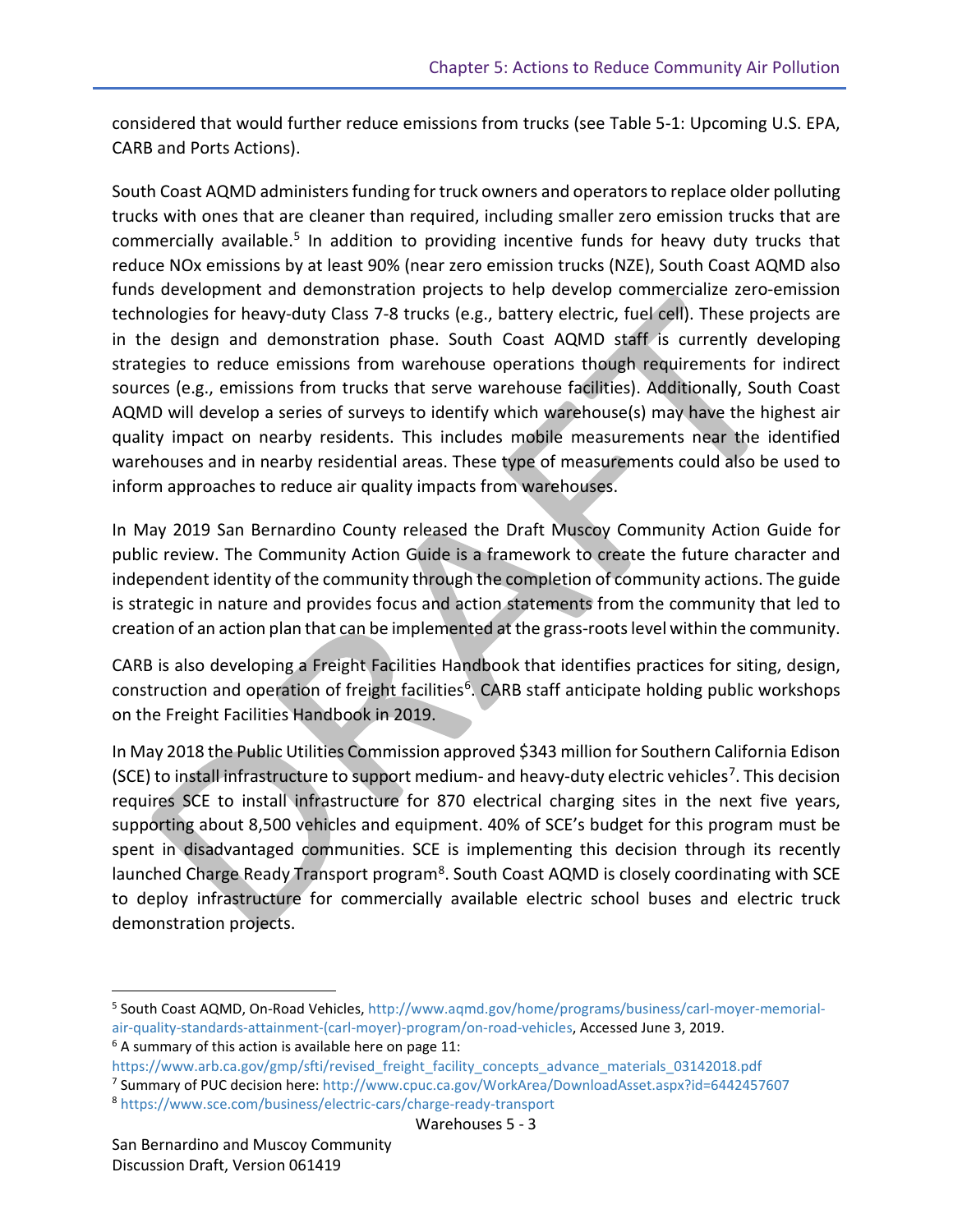considered that would further reduce emissions from trucks (see Table 5-1: Upcoming U.S. EPA, CARB and Ports Actions).

South Coast AQMD administers funding for truck owners and operators to replace older polluting trucks with ones that are cleaner than required, including smaller zero emission trucks that are commercially available.[5] In addition to providing incentive funds for heavy duty trucks that reduce NOx emissions by at least 90% (near zero emission trucks (NZE), South Coast AQMD also funds development and demonstration projects to help develop commercialize zero-emission technologies for heavy-duty Class 7-8 trucks (e.g., battery electric, fuel cell). These projects are in the design and demonstration phase. South Coast AQMD staff is currently developing strategies to reduce emissions from warehouse operations though requirements for indirect sources (e.g., emissions from trucks that serve warehouse facilities). Additionally, South Coast AQMD will develop a series of surveys to identify which warehouse(s) may have the highest air quality impact on nearby residents. This includes mobile measurements near the identified warehouses and in nearby residential areas. These type of measurements could also be used to inform approaches to reduce air quality impacts from warehouses.

In May 2019 San Bernardino County released the Draft Muscoy Community Action Guide for public review. The Community Action Guide is a framework to create the future character and independent identity of the community through the completion of community actions. The guide is strategic in nature and provides focus and action statements from the community that led to creation of an action plan that can be implemented at the grass-roots level within the community.

CARB is also developing a Freight Facilities Handbook that identifies practices for siting, design, construction and operation of freight facilities[6]. CARB staff anticipate holding public workshops on the Freight Facilities Handbook in 2019.

In May 2018 the Public Utilities Commission approved $343 million for Southern California Edison (SCE) to install infrastructure to support medium- and heavy-duty electric vehicles[7]. This decision requires SCE to install infrastructure for 870 electrical charging sites in the next five years, supporting about 8,500 vehicles and equipment. 40% of SCE's budget for this program must be spent in disadvantaged communities. SCE is implementing this decision through its recently launched Charge Ready Transport program[8]. South Coast AQMD is closely coordinating with SCE to deploy infrastructure for commercially available electric school buses and electric truck demonstration projects.

---

[5] South Coast AQMD, On-Road Vehicles, http://www.aqmd.gov/home/programs/business/carl-moyer-memorial-air-quality-standards-attainment-(carl-moyer)-program/on-road-vehicles, Accessed June 3, 2019.

[6] A summary of this action is available here on page 11: https://www.arb.ca.gov/gmp/sfti/revised_freight_facility_concepts_advance_materials_03142018.pdf

[7] Summary of PUC decision here: http://www.cpuc.ca.gov/WorkArea/DownloadAsset.aspx?id=6442457607

[8] https://www.sce.com/business/electric-cars/charge-ready-transport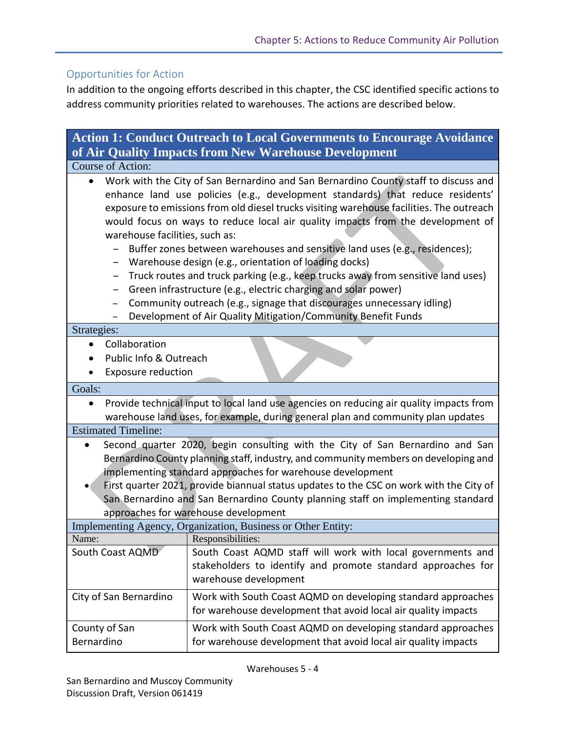## Opportunities for Action

In addition to the ongoing efforts described in this chapter, the CSC identified specific actions to address community priorities related to warehouses. The actions are described below.

### Action 1: Conduct Outreach to Local Governments to Encourage Avoidance of Air Quality Impacts from New Warehouse Development

**Course of Action:**

- Work with the City of San Bernardino and San Bernardino County staff to discuss and enhance land use policies (e.g., development standards) that reduce residents' exposure to emissions from old diesel trucks visiting warehouse facilities. The outreach would focus on ways to reduce local air quality impacts from the development of warehouse facilities, such as:
  - Buffer zones between warehouses and sensitive land uses (e.g., residences);
  - Warehouse design (e.g., orientation of loading docks)
  - Truck routes and truck parking (e.g., keep trucks away from sensitive land uses)
  - Green infrastructure (e.g., electric charging and solar power)
  - Community outreach (e.g., signage that discourages unnecessary idling)
  - Development of Air Quality Mitigation/Community Benefit Funds

**Strategies:**

- Collaboration
- Public Info & Outreach
- Exposure reduction

**Goals:**

- Provide technical input to local land use agencies on reducing air quality impacts from warehouse land uses, for example, during general plan and community plan updates

**Estimated Timeline:**

- Second quarter 2020, begin consulting with the City of San Bernardino and San Bernardino County planning staff, industry, and community members on developing and implementing standard approaches for warehouse development
- First quarter 2021, provide biannual status updates to the CSC on work with the City of San Bernardino and San Bernardino County planning staff on implementing standard approaches for warehouse development

**Implementing Agency, Organization, Business or Other Entity:**

| Name: | Responsibilities: |
|---|---|
| South Coast AQMD | South Coast AQMD staff will work with local governments and stakeholders to identify and promote standard approaches for warehouse development |
| City of San Bernardino | Work with South Coast AQMD on developing standard approaches for warehouse development that avoid local air quality impacts |
| County of San Bernardino | Work with South Coast AQMD on developing standard approaches for warehouse development that avoid local air quality impacts |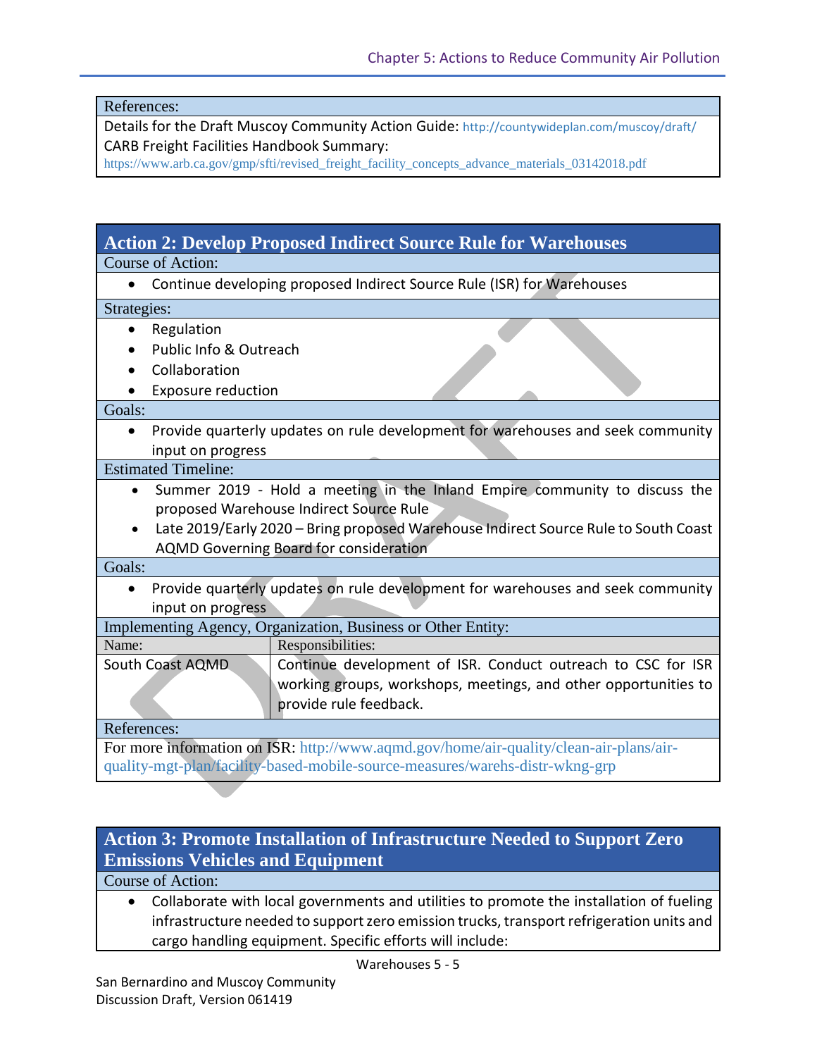References:

Details for the Draft Muscoy Community Action Guide: http://countywideplan.com/muscoy/draft/

CARB Freight Facilities Handbook Summary:
https://www.arb.ca.gov/gmp/sfti/revised_freight_facility_concepts_advance_materials_03142018.pdf

## Action 2: Develop Proposed Indirect Source Rule for Warehouses

Course of Action:

- Continue developing proposed Indirect Source Rule (ISR) for Warehouses

Strategies:

- Regulation
- Public Info & Outreach
- Collaboration
- Exposure reduction

Goals:

- Provide quarterly updates on rule development for warehouses and seek community input on progress

Estimated Timeline:

- Summer 2019 - Hold a meeting in the Inland Empire community to discuss the proposed Warehouse Indirect Source Rule
- Late 2019/Early 2020 – Bring proposed Warehouse Indirect Source Rule to South Coast AQMD Governing Board for consideration

Goals:

- Provide quarterly updates on rule development for warehouses and seek community input on progress

Implementing Agency, Organization, Business or Other Entity:

| Name: | Responsibilities: |
|---|---|
| South Coast AQMD | Continue development of ISR. Conduct outreach to CSC for ISR working groups, workshops, meetings, and other opportunities to provide rule feedback. |

References:

For more information on ISR: http://www.aqmd.gov/home/air-quality/clean-air-plans/air-quality-mgt-plan/facility-based-mobile-source-measures/warehs-distr-wkng-grp

## Action 3: Promote Installation of Infrastructure Needed to Support Zero Emissions Vehicles and Equipment

Course of Action:

- Collaborate with local governments and utilities to promote the installation of fueling infrastructure needed to support zero emission trucks, transport refrigeration units and cargo handling equipment. Specific efforts will include: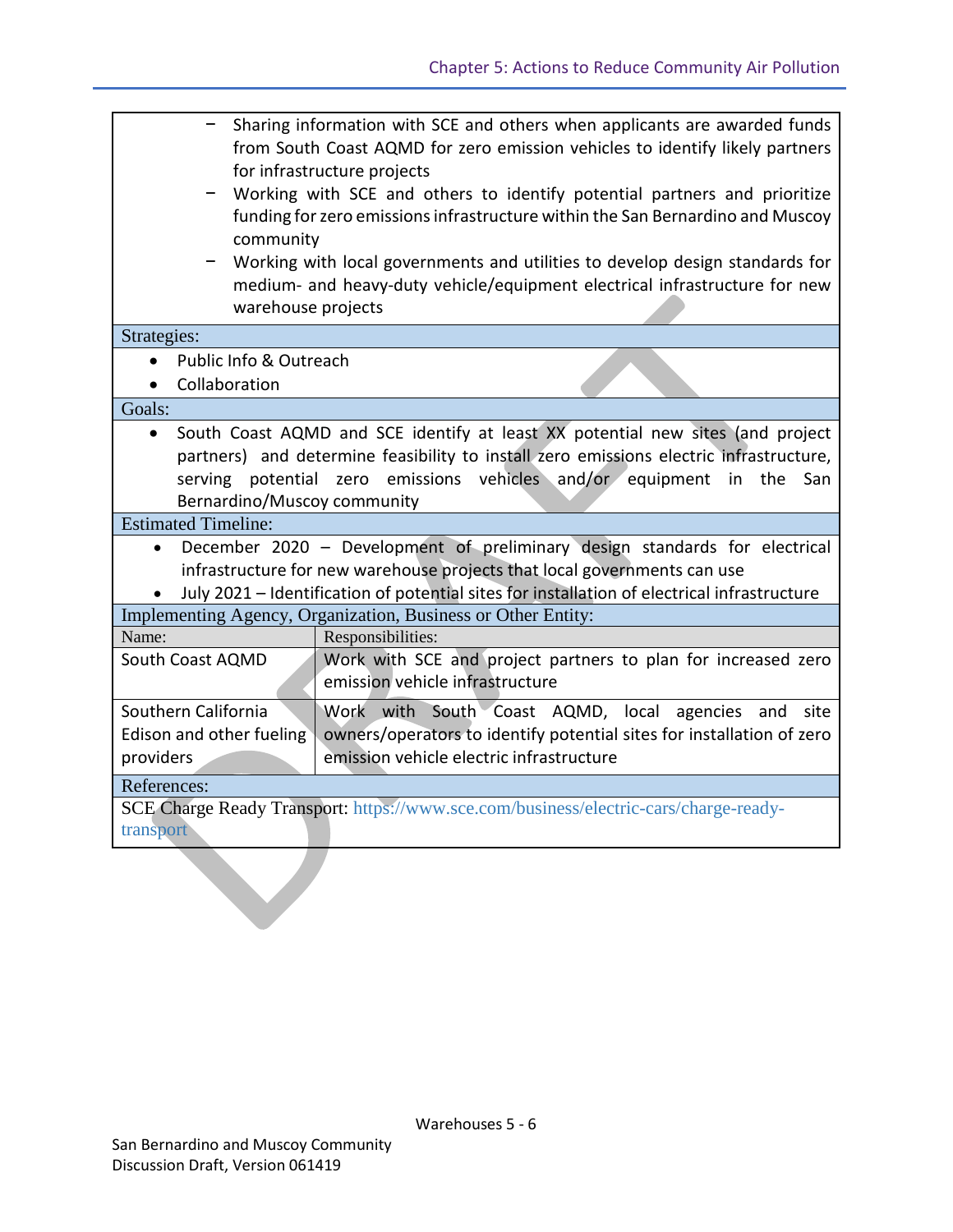- Sharing information with SCE and others when applicants are awarded funds from South Coast AQMD for zero emission vehicles to identify likely partners for infrastructure projects
- Working with SCE and others to identify potential partners and prioritize funding for zero emissions infrastructure within the San Bernardino and Muscoy community
- Working with local governments and utilities to develop design standards for medium- and heavy-duty vehicle/equipment electrical infrastructure for new warehouse projects

**Strategies:**

- Public Info & Outreach
- Collaboration

**Goals:**

- South Coast AQMD and SCE identify at least XX potential new sites (and project partners) and determine feasibility to install zero emissions electric infrastructure, serving potential zero emissions vehicles and/or equipment in the San Bernardino/Muscoy community

**Estimated Timeline:**

- December 2020 – Development of preliminary design standards for electrical infrastructure for new warehouse projects that local governments can use
- July 2021 – Identification of potential sites for installation of electrical infrastructure

**Implementing Agency, Organization, Business or Other Entity:**

| Name: | Responsibilities: |
|---|---|
| South Coast AQMD | Work with SCE and project partners to plan for increased zero emission vehicle infrastructure |
| Southern California Edison and other fueling providers | Work with South Coast AQMD, local agencies and site owners/operators to identify potential sites for installation of zero emission vehicle electric infrastructure |

**References:**

SCE Charge Ready Transport: https://www.sce.com/business/electric-cars/charge-ready-transport